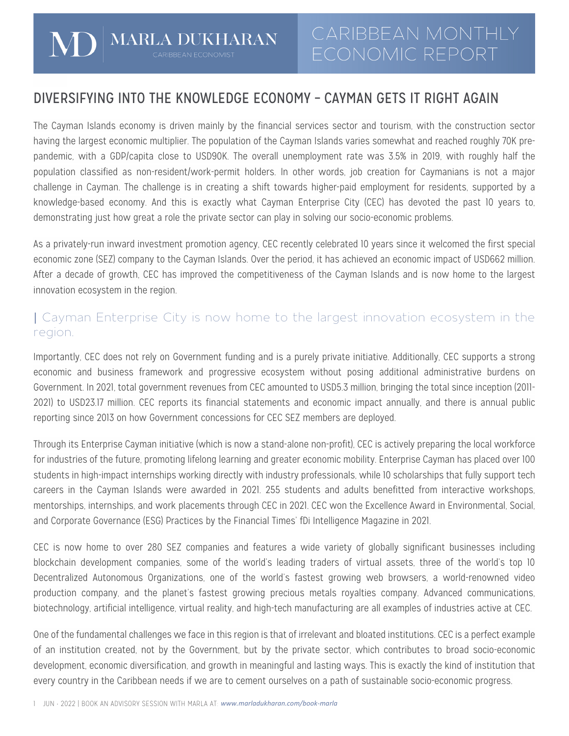# DIVERSIFYING INTO THE KNOWLEDGE ECONOMY – CAYMAN GETS IT RIGHT AGAIN

The Cayman Islands economy is driven mainly by the financial services sector and tourism, with the construction sector having the largest economic multiplier. The population of the Cayman Islands varies somewhat and reached roughly 70K pre-pandemic, with a GDP/capita close to USD90K. The overall unemployment rate was 3.5% in 2019, with roughly half the population classified as non-resident/work-permit holders. In other words, job creation for Caymanians is not a major challenge in Cayman. The challenge is in creating a shift towards higher-paid employment for residents, supported by a knowledge-based economy. And this is exactly what Cayman Enterprise City (CEC) has devoted the past 10 years to, demonstrating just how great a role the private sector can play in solving our socio-economic problems.

As a privately-run inward investment promotion agency, CEC recently celebrated 10 years since it welcomed the first special economic zone (SEZ) company to the Cayman Islands. Over the period, it has achieved an economic impact of USD662 million. After a decade of growth, CEC has improved the competitiveness of the Cayman Islands and is now home to the largest innovation ecosystem in the region.

> | Cayman Enterprise City is now home to the largest innovation ecosystem in the region.

Importantly, CEC does not rely on Government funding and is a purely private initiative. Additionally, CEC supports a strong economic and business framework and progressive ecosystem without posing additional administrative burdens on Government. In 2021, total government revenues from CEC amounted to USD5.3 million, bringing the total since inception (2011-2021) to USD23.17 million. CEC reports its financial statements and economic impact annually, and there is annual public reporting since 2013 on how Government concessions for CEC SEZ members are deployed.

Through its Enterprise Cayman initiative (which is now a stand-alone non-profit), CEC is actively preparing the local workforce for industries of the future, promoting lifelong learning and greater economic mobility. Enterprise Cayman has placed over 100 students in high-impact internships working directly with industry professionals, while 10 scholarships that fully support tech careers in the Cayman Islands were awarded in 2021. 255 students and adults benefitted from interactive workshops, mentorships, internships, and work placements through CEC in 2021. CEC won the Excellence Award in Environmental, Social, and Corporate Governance (ESG) Practices by the Financial Times' fDi Intelligence Magazine in 2021.

CEC is now home to over 280 SEZ companies and features a wide variety of globally significant businesses including blockchain development companies, some of the world's leading traders of virtual assets, three of the world's top 10 Decentralized Autonomous Organizations, one of the world's fastest growing web browsers, a world-renowned video production company, and the planet's fastest growing precious metals royalties company. Advanced communications, biotechnology, artificial intelligence, virtual reality, and high-tech manufacturing are all examples of industries active at CEC.

One of the fundamental challenges we face in this region is that of irrelevant and bloated institutions. CEC is a perfect example of an institution created, not by the Government, but by the private sector, which contributes to broad socio-economic development, economic diversification, and growth in meaningful and lasting ways. This is exactly the kind of institution that every country in the Caribbean needs if we are to cement ourselves on a path of sustainable socio-economic progress.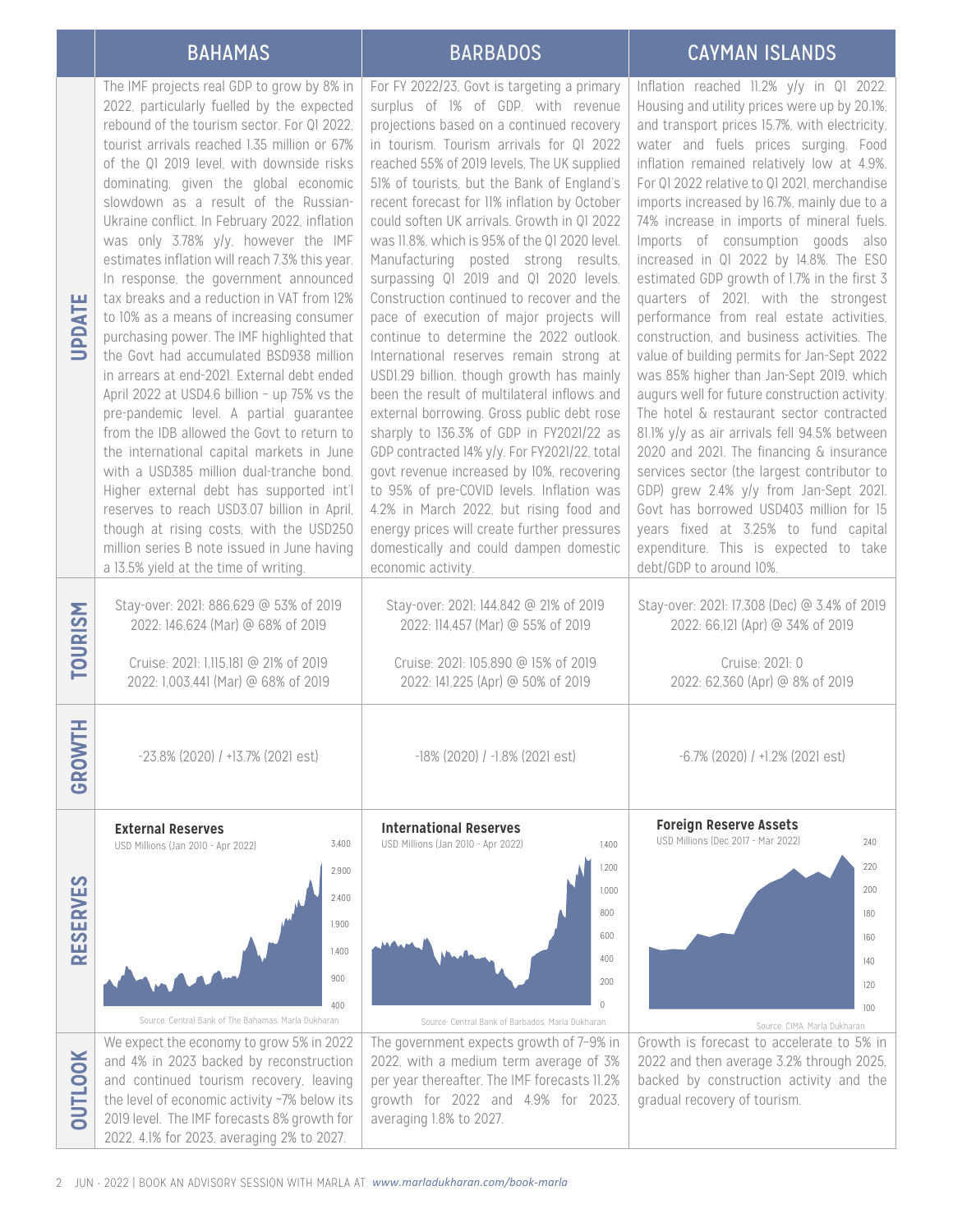| | BAHAMAS | BARBADOS | CAYMAN ISLANDS |
|---|---|---|---|
| **UPDATE** | The IMF projects real GDP to grow by 8% in 2022, particularly fuelled by the expected rebound of the tourism sector. For Q1 2022, tourist arrivals reached 1.35 million or 67% of the Q1 2019 level, with downside risks dominating, given the global economic slowdown as a result of the Russian-Ukraine conflict. In February 2022, inflation was only 3.78% y/y, however the IMF estimates inflation will reach 7.3% this year. In response, the government announced tax breaks and a reduction in VAT from 12% to 10% as a means of increasing consumer purchasing power. The IMF highlighted that the Govt had accumulated BSD938 million in arrears at end-2021. External debt ended April 2022 at USD4.6 billion – up 75% vs the pre-pandemic level. A partial guarantee from the IDB allowed the Govt to return to the international capital markets in June with a USD385 million dual-tranche bond. Higher external debt has supported int'l reserves to reach USD3.07 billion in April, though at rising costs, with the USD250 million series B note issued in June having a 13.5% yield at the time of writing. | For FY 2022/23, Govt is targeting a primary surplus of 1% of GDP, with revenue projections based on a continued recovery in tourism. Tourism arrivals for Q1 2022 reached 55% of 2019 levels. The UK supplied 51% of tourists, but the Bank of England's recent forecast for 11% inflation by October could soften UK arrivals. Growth in Q1 2022 was 11.8%, which is 95% of the Q1 2020 level. Manufacturing posted strong results, surpassing Q1 2019 and Q1 2020 levels. Construction continued to recover and the pace of execution of major projects will continue to determine the 2022 outlook. International reserves remain strong at USD1.29 billion, though growth has mainly been the result of multilateral inflows and external borrowing. Gross public debt rose sharply to 136.3% of GDP in FY2021/22 as GDP contracted 14% y/y. For FY2021/22, total govt revenue increased by 10%, recovering to 95% of pre-COVID levels. Inflation was 4.2% in March 2022, but rising food and energy prices will create further pressures domestically and could dampen domestic economic activity. | Inflation reached 11.2% y/y in Q1 2022. Housing and utility prices were up by 20.1%, and transport prices 15.7%, with electricity, water and fuels prices surging. Food inflation remained relatively low at 4.9%. For Q1 2022 relative to Q1 2021, merchandise imports increased by 16.7%, mainly due to a 74% increase in imports of mineral fuels. Imports of consumption goods also increased in Q1 2022 by 14.8%. The ESO estimated GDP growth of 1.7% in the first 3 quarters of 2021, with the strongest performance from real estate activities, construction, and business activities. The value of building permits for Jan-Sept 2022 was 85% higher than Jan-Sept 2019, which augurs well for future construction activity. The hotel & restaurant sector contracted 81.1% y/y as air arrivals fell 94.5% between 2020 and 2021. The financing & insurance services sector (the largest contributor to GDP) grew 2.4% y/y from Jan-Sept 2021. Govt has borrowed USD403 million for 15 years fixed at 3.25% to fund capital expenditure. This is expected to take debt/GDP to around 10%. |
| **TOURISM** | Stay-over: 2021: 886,629 @ 53% of 2019<br>2022: 146,624 (Mar) @ 68% of 2019<br><br>Cruise: 2021: 1,115,181 @ 21% of 2019<br>2022: 1,003,441 (Mar) @ 68% of 2019 | Stay-over: 2021: 144,842 @ 21% of 2019<br>2022: 114,457 (Mar) @ 55% of 2019<br><br>Cruise: 2021: 105,890 @ 15% of 2019<br>2022: 141,225 (Apr) @ 50% of 2019 | Stay-over: 2021: 17,308 (Dec) @ 3.4% of 2019<br>2022: 66,121 (Apr) @ 34% of 2019<br><br>Cruise: 2021: 0<br>2022: 62,360 (Apr) @ 8% of 2019 |
| **GROWTH** | -23.8% (2020) / +13.7% (2021 est) | -18% (2020) / -1.8% (2021 est) | -6.7% (2020) / +1.2% (2021 est) |
| **RESERVES** | **External Reserves**<br>USD Millions (Jan 2010 - Apr 2022)<br>Source: Central Bank of The Bahamas, Marla Dukharan | **International Reserves**<br>USD Millions (Jan 2010 - Apr 2022)<br>Source: Central Bank of Barbados, Marla Dukharan | **Foreign Reserve Assets**<br>USD Millions (Dec 2017 - Mar 2022)<br>Source: CIMA, Marla Dukharan |
| **OUTLOOK** | We expect the economy to grow 5% in 2022 and 4% in 2023 backed by reconstruction and continued tourism recovery, leaving the level of economic activity ~7% below its 2019 level. The IMF forecasts 8% growth for 2022, 4.1% for 2023, averaging 2% to 2027. | The government expects growth of 7–9% in 2022, with a medium term average of 3% per year thereafter. The IMF forecasts 11.2% growth for 2022 and 4.9% for 2023, averaging 1.8% to 2027. | Growth is forecast to accelerate to 5% in 2022 and then average 3.2% through 2025, backed by construction activity and the gradual recovery of tourism. |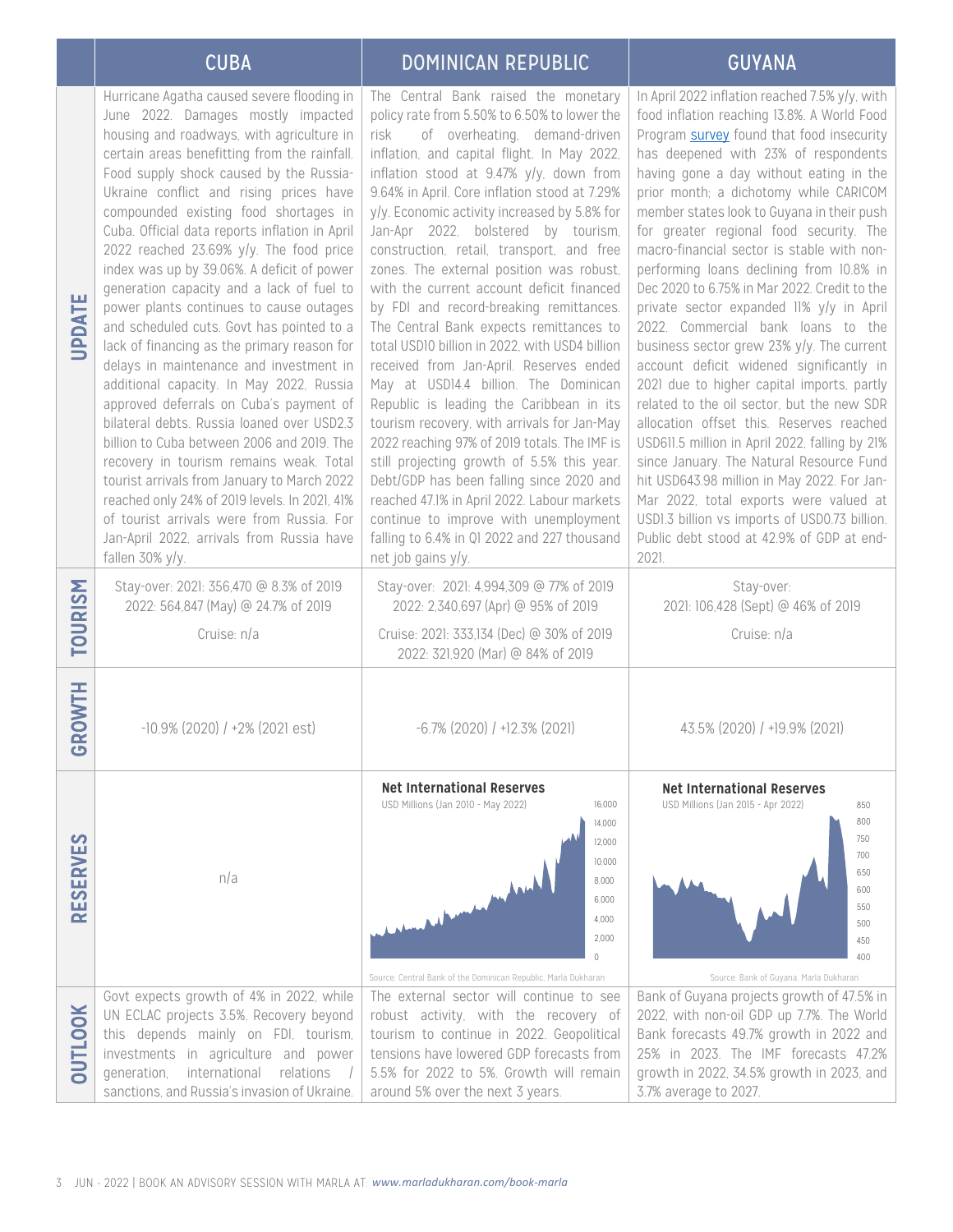| | CUBA | DOMINICAN REPUBLIC | GUYANA |
|---|---|---|---|
| **UPDATE** | Hurricane Agatha caused severe flooding in June 2022. Damages mostly impacted housing and roadways, with agriculture in certain areas benefitting from the rainfall. Food supply shock caused by the Russia-Ukraine conflict and rising prices have compounded existing food shortages in Cuba. Official data reports inflation in April 2022 reached 23.69% y/y. The food price index was up by 39.06%. A deficit of power generation capacity and a lack of fuel to power plants continues to cause outages and scheduled cuts. Govt has pointed to a lack of financing as the primary reason for delays in maintenance and investment in additional capacity. In May 2022, Russia approved deferrals on Cuba's payment of bilateral debts. Russia loaned over USD2.3 billion to Cuba between 2006 and 2019. The recovery in tourism remains weak. Total tourist arrivals from January to March 2022 reached only 24% of 2019 levels. In 2021, 41% of tourist arrivals were from Russia. For Jan-April 2022, arrivals from Russia have fallen 30% y/y. | The Central Bank raised the monetary policy rate from 5.50% to 6.50% to lower the risk of overheating, demand-driven inflation, and capital flight. In May 2022, inflation stood at 9.47% y/y, down from 9.64% in April. Core inflation stood at 7.29% y/y. Economic activity increased by 5.8% for Jan-Apr 2022, bolstered by tourism, construction, retail, transport, and free zones. The external position was robust, with the current account deficit financed by FDI and record-breaking remittances. The Central Bank expects remittances to total USD10 billion in 2022, with USD4 billion received from Jan-April. Reserves ended May at USD14.4 billion. The Dominican Republic is leading the Caribbean in its tourism recovery, with arrivals for Jan-May 2022 reaching 97% of 2019 totals. The IMF is still projecting growth of 5.5% this year. Debt/GDP has been falling since 2020 and reached 47.1% in April 2022. Labour markets continue to improve with unemployment falling to 6.4% in Q1 2022 and 227 thousand net job gains y/y. | In April 2022 inflation reached 7.5% y/y, with food inflation reaching 13.8%. A World Food Program survey found that food insecurity has deepened with 23% of respondents having gone a day without eating in the prior month; a dichotomy while CARICOM member states look to Guyana in their push for greater regional food security. The macro-financial sector is stable with non-performing loans declining from 10.8% in Dec 2020 to 6.75% in Mar 2022. Credit to the private sector expanded 11% y/y in April 2022. Commercial bank loans to the business sector grew 23% y/y. The current account deficit widened significantly in 2021 due to higher capital imports, partly related to the oil sector, but the new SDR allocation offset this. Reserves reached USD611.5 million in April 2022, falling by 21% since January. The Natural Resource Fund hit USD643.98 million in May 2022. For Jan-Mar 2022, total exports were valued at USD1.3 billion vs imports of USD0.73 billion. Public debt stood at 42.9% of GDP at end-2021. |
| **TOURISM** | Stay-over: 2021: 356,470 @ 8.3% of 2019<br>2022: 564,847 (May) @ 24.7% of 2019<br>Cruise: n/a | Stay-over: 2021: 4,994,309 @ 77% of 2019<br>2022: 2,340,697 (Apr) @ 95% of 2019<br>Cruise: 2021: 333,134 (Dec) @ 30% of 2019<br>2022: 321,920 (Mar) @ 84% of 2019 | Stay-over:<br>2021: 106,428 (Sept) @ 46% of 2019<br>Cruise: n/a |
| **GROWTH** | -10.9% (2020) / +2% (2021 est) | -6.7% (2020) / +12.3% (2021) | 43.5% (2020) / +19.9% (2021) |
| **RESERVES** | n/a | **Net International Reserves**<br>USD Millions (Jan 2010 - May 2022)<br>Source: Central Bank of the Dominican Republic, Marla Dukharan | **Net International Reserves**<br>USD Millions (Jan 2015 - Apr 2022)<br>Source: Bank of Guyana, Marla Dukharan |
| **OUTLOOK** | Govt expects growth of 4% in 2022, while UN ECLAC projects 3.5%. Recovery beyond this depends mainly on FDI, tourism, investments in agriculture and power generation, international relations / sanctions, and Russia's invasion of Ukraine. | The external sector will continue to see robust activity, with the recovery of tourism to continue in 2022. Geopolitical tensions have lowered GDP forecasts from 5.5% for 2022 to 5%. Growth will remain around 5% over the next 3 years. | Bank of Guyana projects growth of 47.5% in 2022, with non-oil GDP up 7.7%. The World Bank forecasts 49.7% growth in 2022 and 25% in 2023. The IMF forecasts 47.2% growth in 2022, 34.5% growth in 2023, and 3.7% average to 2027. |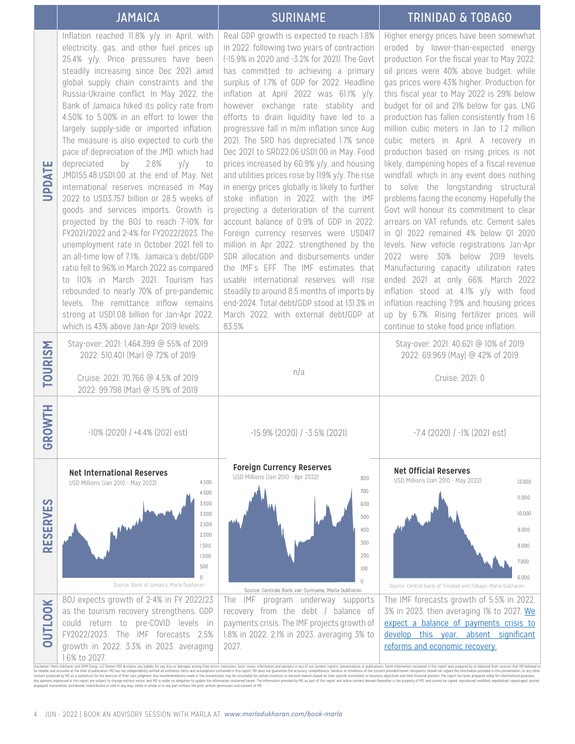| | JAMAICA | SURINAME | TRINIDAD & TOBAGO |
|---|---|---|---|
| **UPDATE** | Inflation reached 11.8% y/y in April, with electricity, gas, and other fuel prices up 25.4% y/y. Price pressures have been steadily increasing since Dec 2021 amid global supply chain constraints and the Russia-Ukraine conflict. In May 2022, the Bank of Jamaica hiked its policy rate from 4.50% to 5.00% in an effort to lower the largely supply-side or imported inflation. The measure is also expected to curb the pace of depreciation of the JMD, which had depreciated by 2.8% y/y to JMD155.48:USD1.00 at the end of May. Net international reserves increased in May 2022 to USD3.757 billion or 28.5 weeks of goods and services imports. Growth is projected by the BOJ to reach 7-10% for FY2021/2022 and 2-4% for FY2022/2023. The unemployment rate in October 2021 fell to an all-time low of 7.1%. Jamaica's debt/GDP ratio fell to 96% in March 2022 as compared to 110% in March 2021. Tourism has rebounded to nearly 70% of pre-pandemic levels. The remittance inflow remains strong at USD1.08 billion for Jan-Apr 2022, which is 43% above Jan-Apr 2019 levels. | Real GDP growth is expected to reach 1.8% in 2022, following two years of contraction (-15.9% in 2020 and -3.2% for 2021). The Govt has committed to achieving a primary surplus of 1.7% of GDP for 2022. Headline inflation at April 2022 was 61.1% y/y, however exchange rate stability and efforts to drain liquidity have led to a progressive fall in m/m inflation since Aug 2021. The SRD has depreciated 1.7% since Dec 2021 to SRD22.06:USD1.00 in May. Food prices increased by 60.9% y/y, and housing and utilities prices rose by 119% y/y. The rise in energy prices globally is likely to further stoke inflation in 2022, with the IMF projecting a deterioration of the current account balance of 0.9% of GDP in 2022. Foreign currency reserves were USD417 million in Apr 2022, strengthened by the SDR allocation and disbursements under the IMF's EFF. The IMF estimates that usable international reserves will rise steadily to around 8.5 months of imports by end-2024. Total debt/GDP stood at 131.3% in March 2022, with external debt/GDP at 83.5%. | Higher energy prices have been somewhat eroded by lower-than-expected energy production. For the fiscal year to May 2022, oil prices were 40% above budget, while gas prices were 43% higher. Production for this fiscal year to May 2022 is 29% below budget for oil and 21% below for gas. LNG production has fallen consistently from 1.6 million cubic meters in Jan to 1.2 million cubic meters in April. A recovery in production based on rising prices is not likely, dampening hopes of a fiscal revenue windfall, which in any event does nothing to solve the longstanding structural problems facing the economy. Hopefully the Govt will honour its commitment to clear arrears on VAT refunds, etc. Cement sales in Q1 2022 remained 4% below Q1 2020 levels. New vehicle registrations Jan-Apr 2022 were 30% below 2019 levels. Manufacturing capacity utilization rates ended 2021 at only 66%. March 2022 inflation stood at 4.1% y/y with food inflation reaching 7.9% and housing prices up by 6.7%. Rising fertilizer prices will continue to stoke food price inflation. |
| **TOURISM** | Stay-over: 2021: 1,464,399 @ 55% of 2019<br>2022: 510,401 (Mar) @ 72% of 2019<br><br>Cruise: 2021: 70,766 @ 4.5% of 2019<br>2022: 99,798 (Mar) @ 15.9% of 2019 | n/a | Stay-over: 2021: 40,621 @ 10% of 2019<br>2022: 69,969 (May) @ 42% of 2019<br><br>Cruise: 2021: 0 |
| **GROWTH** | -10% (2020) / +4.4% (2021 est) | -15.9% (2020) / -3.5% (2021) | -7.4 (2020) / -1% (2021 est) |
| **RESERVES** | **Net International Reserves**<br>USD Millions (Jan 2010 - May 2022)<br>4,500 4,000 3,500 3,000 2,500 2,000 1,500 1,000 500 0<br>Source: Bank of Jamaica, Marla Dukharan | **Foreign Currency Reserves**<br>USD Millions (Jan 2010 - Apr 2022)<br>800 700 600 500 400 300 200 100 0<br>Source: Centrale Bank van Suriname, Marla Dukharan | **Net Official Reserves**<br>USD Millions (Jan 2010 - May 2022)<br>12,000 11,000 10,000 9,000 8,000 7,000 6,000<br>Source: Central Bank of Trinidad and Tobago, Marla Dukharan |
| **OUTLOOK** | BOJ expects growth of 2-4% in FY 2022/23 as the tourism recovery strengthens. GDP could return to pre-COVID levels in FY2022/2023. The IMF forecasts 2.5% growth in 2022, 3.3% in 2023, averaging 1.6% to 2027. | The IMF program underway supports recovery from the debt / balance of payments crisis. The IMF projects growth of 1.8% in 2022, 2.1% in 2023, averaging 3% to 2027. | The IMF forecasts growth of 5.5% in 2022, 3% in 2023, then averaging 1% to 2027. We expect a balance of payments crisis to develop this year, absent significant reforms and economic recovery. |

Disclaimer: Marla Dukharan and GNM Group, LLC (herein MD) disclaims any liability for any loss or damages arising from errors, omissions, facts, views, information and opinions in any of our content, reports, presentations or publications. Some information contained in this report was prepared by or obtained from sources that MD believed to be reliable and accurate at the time of publication. MD has not independently verified all estimates, facts and assumptions contained in this report. MD does not guarantee the accuracy, completeness, fairness or timeliness of the content provided herein. Recipients should not regard the information provided in this presentation, or any other content produced by MD as a substitute for the exercise of their own judgment. Any recommendations made in the presentation may be unsuitable for certain investors or decision-makers based on their specific investment or business objectives and their financial position. The report has been prepared solely for informational purposes. Any opinions expressed in this report are subject to change without notice, and MD is under no obligation to update the information contained herein. The information provided by MD as part of this report and online content derived thereafter is the property of MD, and cannot be copied, reproduced, modified, republished, repackaged, posted, displayed, transmitted, distributed, redistributed or sold in any way, either in whole or in any part without the prior written permission and consent of MD.

JUN - 2022 | BOOK AN ADVISORY SESSION WITH MARLA AT: *www.marladukharan.com/book-marla*